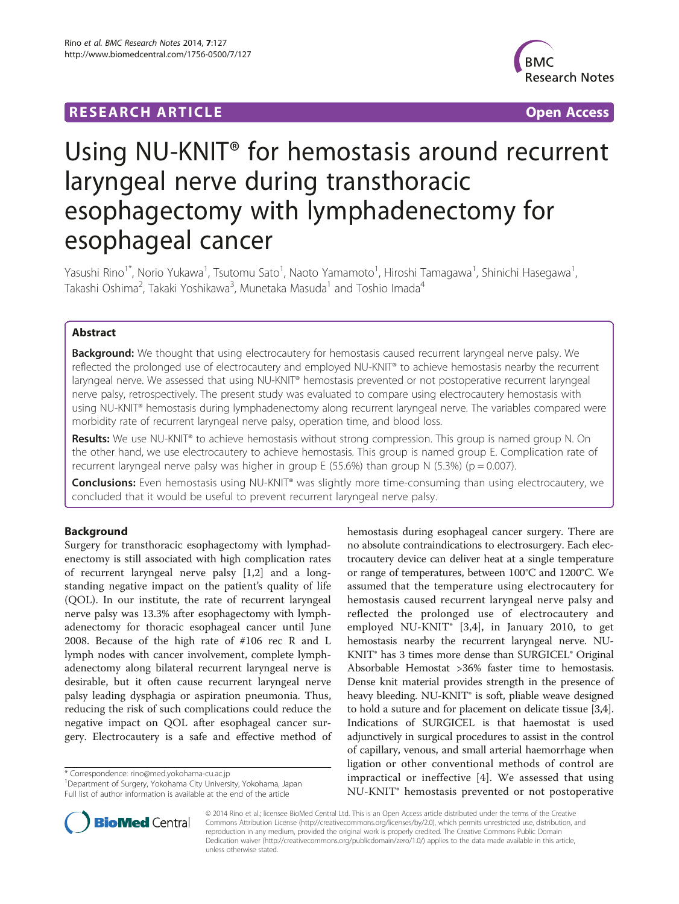**RESEARCH ARTICLE** **Open Access**

# Using NU-KNIT® for hemostasis around recurrent laryngeal nerve during transthoracic esophagectomy with lymphadenectomy for esophageal cancer

Yasushi Rino[1*], Norio Yukawa[1], Tsutomu Sato[1], Naoto Yamamoto[1], Hiroshi Tamagawa[1], Shinichi Hasegawa[1], Takashi Oshima[2], Takaki Yoshikawa[3], Munetaka Masuda[1] and Toshio Imada[4]

## Abstract

**Background:** We thought that using electrocautery for hemostasis caused recurrent laryngeal nerve palsy. We reflected the prolonged use of electrocautery and employed NU-KNIT® to achieve hemostasis nearby the recurrent laryngeal nerve. We assessed that using NU-KNIT® hemostasis prevented or not postoperative recurrent laryngeal nerve palsy, retrospectively. The present study was evaluated to compare using electrocautery hemostasis with using NU-KNIT® hemostasis during lymphadenectomy along recurrent laryngeal nerve. The variables compared were morbidity rate of recurrent laryngeal nerve palsy, operation time, and blood loss.

**Results:** We use NU-KNIT® to achieve hemostasis without strong compression. This group is named group N. On the other hand, we use electrocautery to achieve hemostasis. This group is named group E. Complication rate of recurrent laryngeal nerve palsy was higher in group E (55.6%) than group N (5.3%) ($p = 0.007$).

**Conclusions:** Even hemostasis using NU-KNIT® was slightly more time-consuming than using electrocautery, we concluded that it would be useful to prevent recurrent laryngeal nerve palsy.

## Background

Surgery for transthoracic esophagectomy with lymphadenectomy is still associated with high complication rates of recurrent laryngeal nerve palsy [1,2] and a long-standing negative impact on the patient's quality of life (QOL). In our institute, the rate of recurrent laryngeal nerve palsy was 13.3% after esophagectomy with lymphadenectomy for thoracic esophageal cancer until June 2008. Because of the high rate of #106 rec R and L lymph nodes with cancer involvement, complete lymphadenectomy along bilateral recurrent laryngeal nerve is desirable, but it often cause recurrent laryngeal nerve palsy leading dysphagia or aspiration pneumonia. Thus, reducing the risk of such complications could reduce the negative impact on QOL after esophageal cancer surgery. Electrocautery is a safe and effective method of hemostasis during esophageal cancer surgery. There are no absolute contraindications to electrosurgery. Each electrocautery device can deliver heat at a single temperature or range of temperatures, between 100°C and 1200°C. We assumed that the temperature using electrocautery for hemostasis caused recurrent laryngeal nerve palsy and reflected the prolonged use of electrocautery and employed NU-KNIT® [3,4], in January 2010, to get hemostasis nearby the recurrent laryngeal nerve. NU-KNIT® has 3 times more dense than SURGICEL® Original Absorbable Hemostat >36% faster time to hemostasis. Dense knit material provides strength in the presence of heavy bleeding. NU-KNIT® is soft, pliable weave designed to hold a suture and for placement on delicate tissue [3,4]. Indications of SURGICEL is that haemostat is used adjunctively in surgical procedures to assist in the control of capillary, venous, and small arterial haemorrhage when ligation or other conventional methods of control are impractical or ineffective [4]. We assessed that using NU-KNIT® hemostasis prevented or not postoperative

\* Correspondence: rino@med.yokohama-cu.ac.jp
[1]Department of Surgery, Yokohama City University, Yokohama, Japan
Full list of author information is available at the end of the article

© 2014 Rino et al.; licensee BioMed Central Ltd. This is an Open Access article distributed under the terms of the Creative Commons Attribution License (http://creativecommons.org/licenses/by/2.0), which permits unrestricted use, distribution, and reproduction in any medium, provided the original work is properly credited. The Creative Commons Public Domain Dedication waiver (http://creativecommons.org/publicdomain/zero/1.0/) applies to the data made available in this article, unless otherwise stated.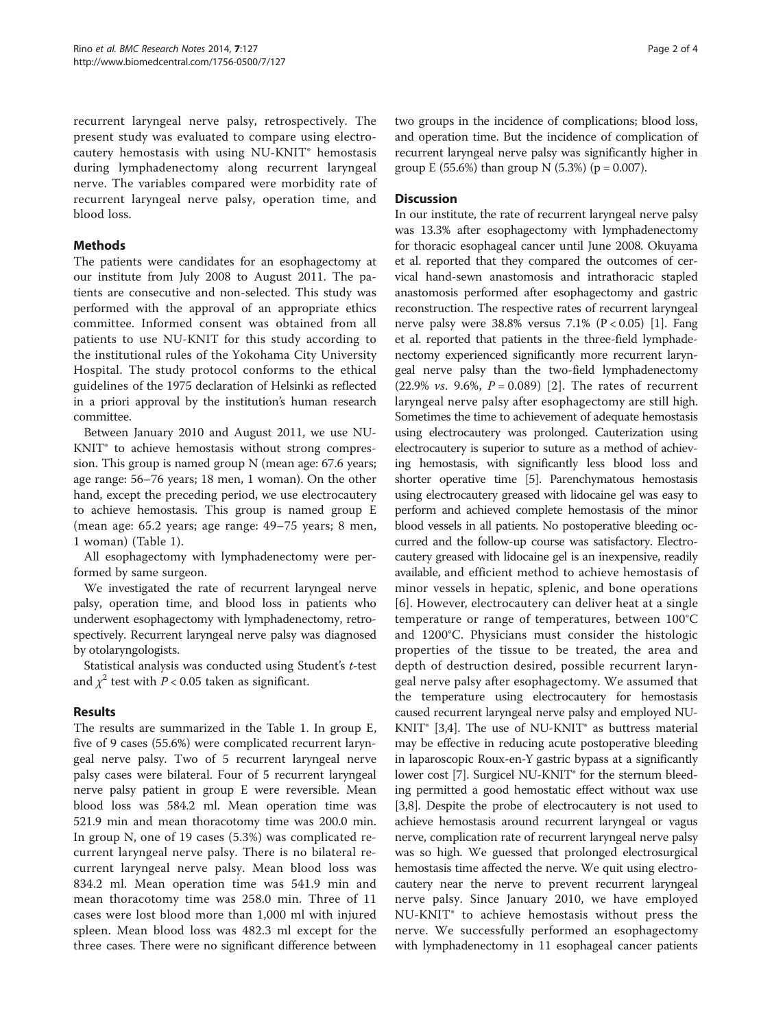recurrent laryngeal nerve palsy, retrospectively. The present study was evaluated to compare using electrocautery hemostasis with using NU-KNIT® hemostasis during lymphadenectomy along recurrent laryngeal nerve. The variables compared were morbidity rate of recurrent laryngeal nerve palsy, operation time, and blood loss.

## Methods

The patients were candidates for an esophagectomy at our institute from July 2008 to August 2011. The patients are consecutive and non-selected. This study was performed with the approval of an appropriate ethics committee. Informed consent was obtained from all patients to use NU-KNIT for this study according to the institutional rules of the Yokohama City University Hospital. The study protocol conforms to the ethical guidelines of the 1975 declaration of Helsinki as reflected in a priori approval by the institution's human research committee.

Between January 2010 and August 2011, we use NU-KNIT® to achieve hemostasis without strong compression. This group is named group N (mean age: 67.6 years; age range: 56–76 years; 18 men, 1 woman). On the other hand, except the preceding period, we use electrocautery to achieve hemostasis. This group is named group E (mean age: 65.2 years; age range: 49–75 years; 8 men, 1 woman) (Table 1).

All esophagectomy with lymphadenectomy were performed by same surgeon.

We investigated the rate of recurrent laryngeal nerve palsy, operation time, and blood loss in patients who underwent esophagectomy with lymphadenectomy, retrospectively. Recurrent laryngeal nerve palsy was diagnosed by otolaryngologists.

Statistical analysis was conducted using Student's *t*-test and $\chi^2$ test with $P < 0.05$ taken as significant.

## Results

The results are summarized in the Table 1. In group E, five of 9 cases (55.6%) were complicated recurrent laryngeal nerve palsy. Two of 5 recurrent laryngeal nerve palsy cases were bilateral. Four of 5 recurrent laryngeal nerve palsy patient in group E were reversible. Mean blood loss was 584.2 ml. Mean operation time was 521.9 min and mean thoracotomy time was 200.0 min. In group N, one of 19 cases (5.3%) was complicated recurrent laryngeal nerve palsy. There is no bilateral recurrent laryngeal nerve palsy. Mean blood loss was 834.2 ml. Mean operation time was 541.9 min and mean thoracotomy time was 258.0 min. Three of 11 cases were lost blood more than 1,000 ml with injured spleen. Mean blood loss was 482.3 ml except for the three cases. There were no significant difference between two groups in the incidence of complications; blood loss, and operation time. But the incidence of complication of recurrent laryngeal nerve palsy was significantly higher in group E (55.6%) than group N (5.3%) ($p = 0.007$).

## Discussion

In our institute, the rate of recurrent laryngeal nerve palsy was 13.3% after esophagectomy with lymphadenectomy for thoracic esophageal cancer until June 2008. Okuyama et al. reported that they compared the outcomes of cervical hand-sewn anastomosis and intrathoracic stapled anastomosis performed after esophagectomy and gastric reconstruction. The respective rates of recurrent laryngeal nerve palsy were 38.8% versus 7.1% ($P < 0.05$) [1]. Fang et al. reported that patients in the three-field lymphadenectomy experienced significantly more recurrent laryngeal nerve palsy than the two-field lymphadenectomy (22.9% *vs*. 9.6%, $P = 0.089$) [2]. The rates of recurrent laryngeal nerve palsy after esophagectomy are still high. Sometimes the time to achievement of adequate hemostasis using electrocautery was prolonged. Cauterization using electrocautery is superior to suture as a method of achieving hemostasis, with significantly less blood loss and shorter operative time [5]. Parenchymatous hemostasis using electrocautery greased with lidocaine gel was easy to perform and achieved complete hemostasis of the minor blood vessels in all patients. No postoperative bleeding occurred and the follow-up course was satisfactory. Electrocautery greased with lidocaine gel is an inexpensive, readily available, and efficient method to achieve hemostasis of minor vessels in hepatic, splenic, and bone operations [6]. However, electrocautery can deliver heat at a single temperature or range of temperatures, between 100°C and 1200°C. Physicians must consider the histologic properties of the tissue to be treated, the area and depth of destruction desired, possible recurrent laryngeal nerve palsy after esophagectomy. We assumed that the temperature using electrocautery for hemostasis caused recurrent laryngeal nerve palsy and employed NU-KNIT® [3,4]. The use of NU-KNIT® as buttress material may be effective in reducing acute postoperative bleeding in laparoscopic Roux-en-Y gastric bypass at a significantly lower cost [7]. Surgicel NU-KNIT® for the sternum bleeding permitted a good hemostatic effect without wax use [3,8]. Despite the probe of electrocautery is not used to achieve hemostasis around recurrent laryngeal or vagus nerve, complication rate of recurrent laryngeal nerve palsy was so high. We guessed that prolonged electrosurgical hemostasis time affected the nerve. We quit using electrocautery near the nerve to prevent recurrent laryngeal nerve palsy. Since January 2010, we have employed NU-KNIT® to achieve hemostasis without press the nerve. We successfully performed an esophagectomy with lymphadenectomy in 11 esophageal cancer patients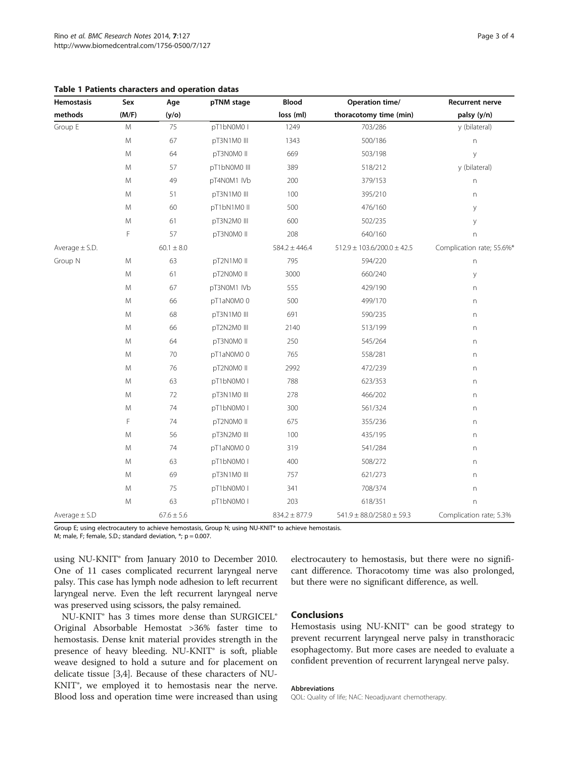**Table 1 Patients characters and operation datas**

| Hemostasis methods | Sex (M/F) | Age (y/o) | pTNM stage | Blood loss (ml) | Operation time/ thoracotomy time (min) | Recurrent nerve palsy (y/n) |
|---|---|---|---|---|---|---|
| Group E | M | 75 | pT1bN0M0 I | 1249 | 703/286 | y (bilateral) |
| | M | 67 | pT3N1M0 III | 1343 | 500/186 | n |
| | M | 64 | pT3N0M0 II | 669 | 503/198 | y |
| | M | 57 | pT1bN0M0 III | 389 | 518/212 | y (bilateral) |
| | M | 49 | pT4N0M1 IVb | 200 | 379/153 | n |
| | M | 51 | pT3N1M0 III | 100 | 395/210 | n |
| | M | 60 | pT1bN1M0 II | 500 | 476/160 | y |
| | M | 61 | pT3N2M0 III | 600 | 502/235 | y |
| | F | 57 | pT3N0M0 II | 208 | 640/160 | n |
| Average ± S.D. | | 60.1 ± 8.0 | | 584.2 ± 446.4 | 512.9 ± 103.6/200.0 ± 42.5 | Complication rate; 55.6%* |
| Group N | M | 63 | pT2N1M0 II | 795 | 594/220 | n |
| | M | 61 | pT2N0M0 II | 3000 | 660/240 | y |
| | M | 67 | pT3N0M1 IVb | 555 | 429/190 | n |
| | M | 66 | pT1aN0M0 0 | 500 | 499/170 | n |
| | M | 68 | pT3N1M0 III | 691 | 590/235 | n |
| | M | 66 | pT2N2M0 III | 2140 | 513/199 | n |
| | M | 64 | pT3N0M0 II | 250 | 545/264 | n |
| | M | 70 | pT1aN0M0 0 | 765 | 558/281 | n |
| | M | 76 | pT2N0M0 II | 2992 | 472/239 | n |
| | M | 63 | pT1bN0M0 I | 788 | 623/353 | n |
| | M | 72 | pT3N1M0 III | 278 | 466/202 | n |
| | M | 74 | pT1bN0M0 I | 300 | 561/324 | n |
| | F | 74 | pT2N0M0 II | 675 | 355/236 | n |
| | M | 56 | pT3N2M0 III | 100 | 435/195 | n |
| | M | 74 | pT1aN0M0 0 | 319 | 541/284 | n |
| | M | 63 | pT1bN0M0 I | 400 | 508/272 | n |
| | M | 69 | pT3N1M0 III | 757 | 621/273 | n |
| | M | 75 | pT1bN0M0 I | 341 | 708/374 | n |
| | M | 63 | pT1bN0M0 I | 203 | 618/351 | n |
| Average ± S.D | | 67.6 ± 5.6 | | 834.2 ± 877.9 | 541.9 ± 88.0/258.0 ± 59.3 | Complication rate; 5.3% |

Group E; using electrocautery to achieve hemostasis, Group N; using NU-KNIT® to achieve hemostasis.
M; male, F; female, S.D.; standard deviation, *; p = 0.007.

using NU-KNIT® from January 2010 to December 2010. One of 11 cases complicated recurrent laryngeal nerve palsy. This case has lymph node adhesion to left recurrent laryngeal nerve. Even the left recurrent laryngeal nerve was preserved using scissors, the palsy remained.

NU-KNIT® has 3 times more dense than SURGICEL® Original Absorbable Hemostat >36% faster time to hemostasis. Dense knit material provides strength in the presence of heavy bleeding. NU-KNIT® is soft, pliable weave designed to hold a suture and for placement on delicate tissue [3,4]. Because of these characters of NU-KNIT®, we employed it to hemostasis near the nerve. Blood loss and operation time were increased than using electrocautery to hemostasis, but there were no significant difference. Thoracotomy time was also prolonged, but there were no significant difference, as well.

## Conclusions

Hemostasis using NU-KNIT® can be good strategy to prevent recurrent laryngeal nerve palsy in transthoracic esophagectomy. But more cases are needed to evaluate a confident prevention of recurrent laryngeal nerve palsy.

#### Abbreviations

QOL: Quality of life; NAC: Neoadjuvant chemotherapy.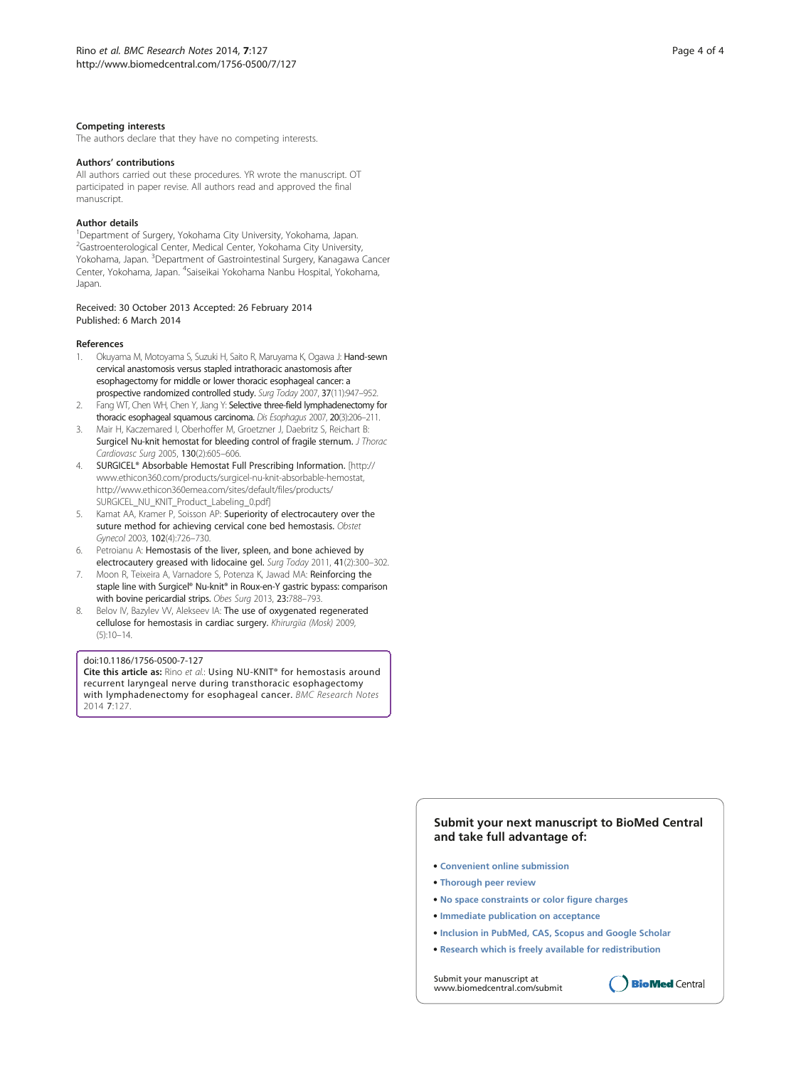### Competing interests

The authors declare that they have no competing interests.

### Authors' contributions

All authors carried out these procedures. YR wrote the manuscript. OT participated in paper revise. All authors read and approved the final manuscript.

### Author details

[1]Department of Surgery, Yokohama City University, Yokohama, Japan. [2]Gastroenterological Center, Medical Center, Yokohama City University, Yokohama, Japan. [3]Department of Gastrointestinal Surgery, Kanagawa Cancer Center, Yokohama, Japan. [4]Saiseikai Yokohama Nanbu Hospital, Yokohama, Japan.

Received: 30 October 2013 Accepted: 26 February 2014
Published: 6 March 2014

### References

1. Okuyama M, Motoyama S, Suzuki H, Saito R, Maruyama K, Ogawa J: **Hand-sewn cervical anastomosis versus stapled intrathoracic anastomosis after esophagectomy for middle or lower thoracic esophageal cancer: a prospective randomized controlled study.** *Surg Today* 2007, **37**(11):947–952.
2. Fang WT, Chen WH, Chen Y, Jiang Y: **Selective three-field lymphadenectomy for thoracic esophageal squamous carcinoma.** *Dis Esophagus* 2007, **20**(3):206–211.
3. Mair H, Kaczemared I, Oberhoffer M, Groetzner J, Daebritz S, Reichart B: **Surgicel Nu-knit hemostat for bleeding control of fragile sternum.** *J Thorac Cardiovasc Surg* 2005, **130**(2):605–606.
4. **SURGICEL® Absorbable Hemostat Full Prescribing Information.** [http://www.ethicon360.com/products/surgicel-nu-knit-absorbable-hemostat, http://www.ethicon360emea.com/sites/default/files/products/SURGICEL_NU_KNIT_Product_Labeling_0.pdf]
5. Kamat AA, Kramer P, Soisson AP: **Superiority of electrocautery over the suture method for achieving cervical cone bed hemostasis.** *Obstet Gynecol* 2003, **102**(4):726–730.
6. Petroianu A: **Hemostasis of the liver, spleen, and bone achieved by electrocautery greased with lidocaine gel.** *Surg Today* 2011, **41**(2):300–302.
7. Moon R, Teixeira A, Varnadore S, Potenza K, Jawad MA: **Reinforcing the staple line with Surgicel® Nu-knit® in Roux-en-Y gastric bypass: comparison with bovine pericardial strips.** *Obes Surg* 2013, **23**:788–793.
8. Belov IV, Bazylev VV, Alekseev IA: **The use of oxygenated regenerated cellulose for hemostasis in cardiac surgery.** *Khirurgiia (Mosk)* 2009, (5):10–14.

doi:10.1186/1756-0500-7-127

**Cite this article as:** Rino *et al.*: Using NU-KNIT® for hemostasis around recurrent laryngeal nerve during transthoracic esophagectomy with lymphadenectomy for esophageal cancer. *BMC Research Notes* 2014 **7**:127.

**Submit your next manuscript to BioMed Central and take full advantage of:**

- Convenient online submission
- Thorough peer review
- No space constraints or color figure charges
- Immediate publication on acceptance
- Inclusion in PubMed, CAS, Scopus and Google Scholar
- Research which is freely available for redistribution

Submit your manuscript at www.biomedcentral.com/submit

BioMed Central